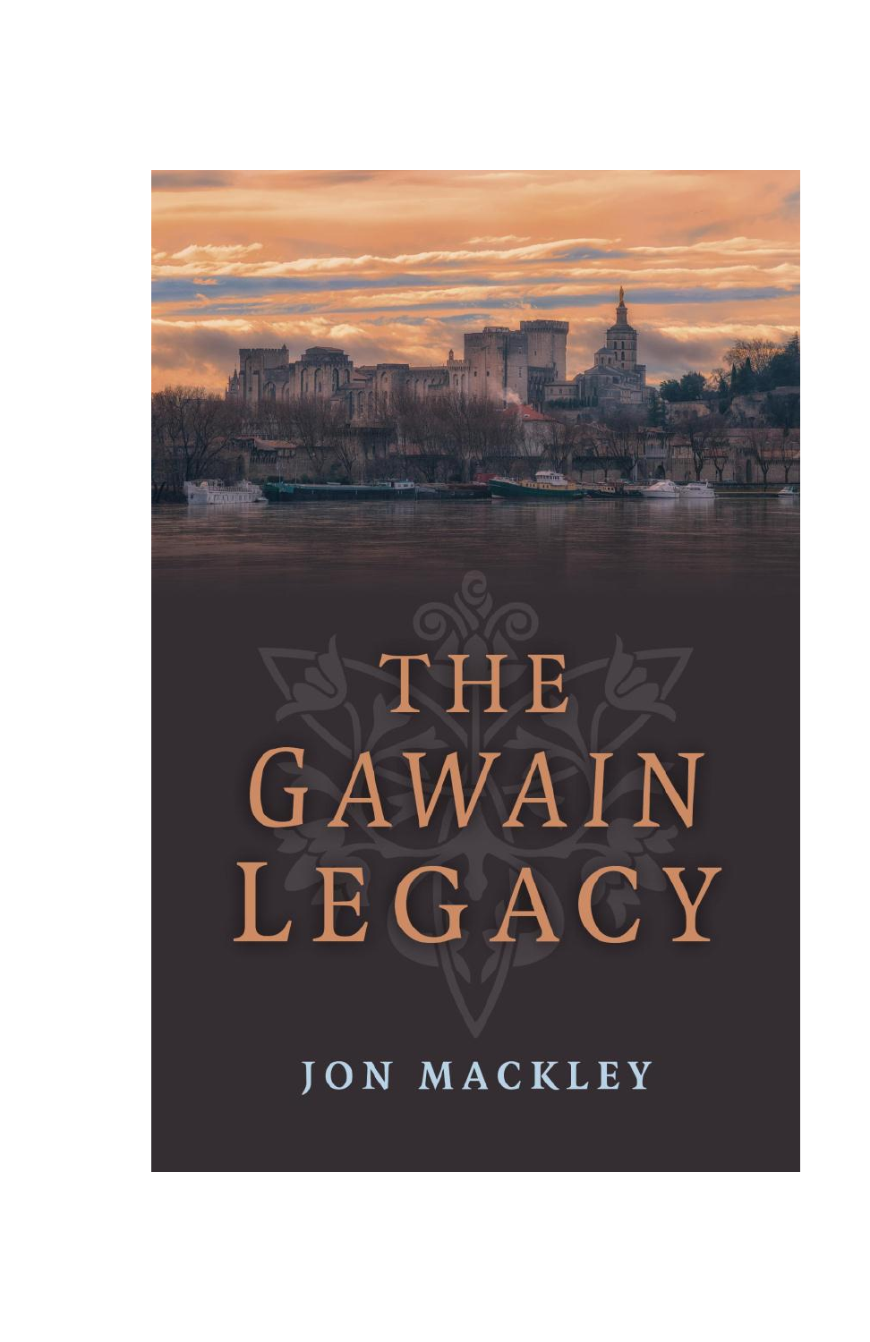# THE GAWAIN LEGACY

JON MACKLEY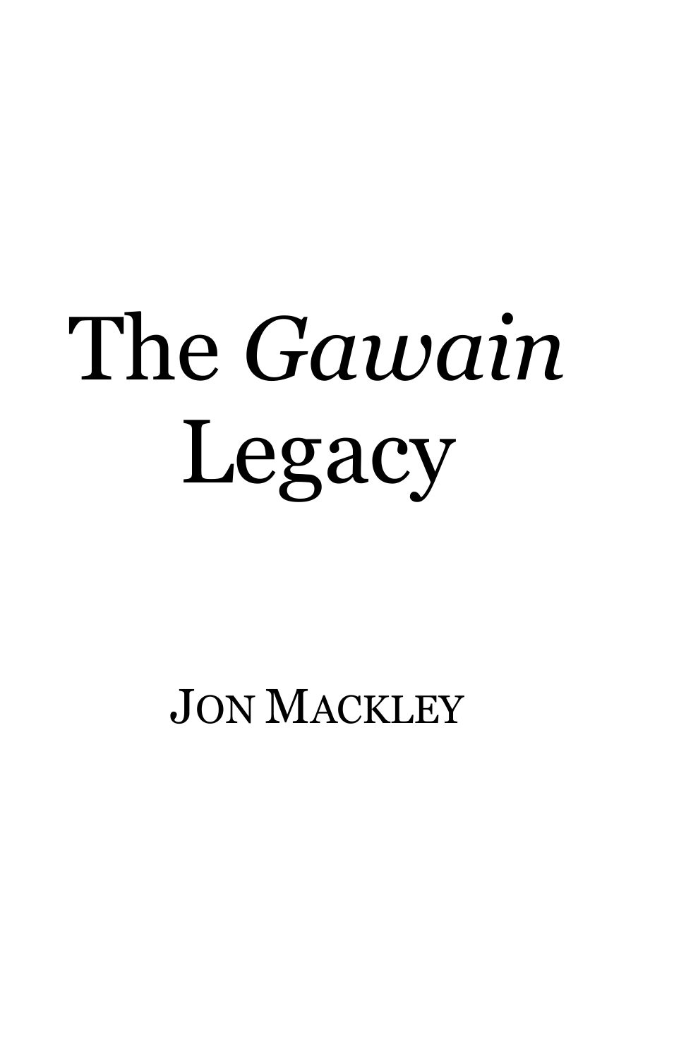# The *Gawain* Legacy

JON MACKLEY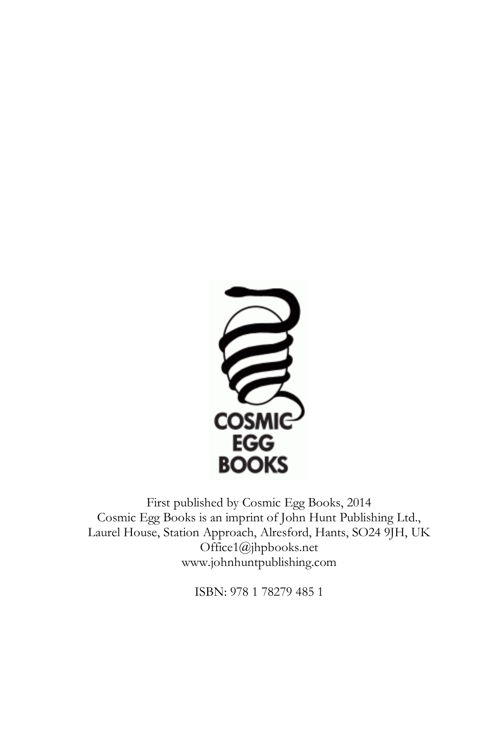COSMIC
EGG
BOOKS

First published by Cosmic Egg Books, 2014
Cosmic Egg Books is an imprint of John Hunt Publishing Ltd.,
Laurel House, Station Approach, Alresford, Hants, SO24 9JH, UK
Office1@jhpbooks.net
www.johnhuntpublishing.com

ISBN: 978 1 78279 485 1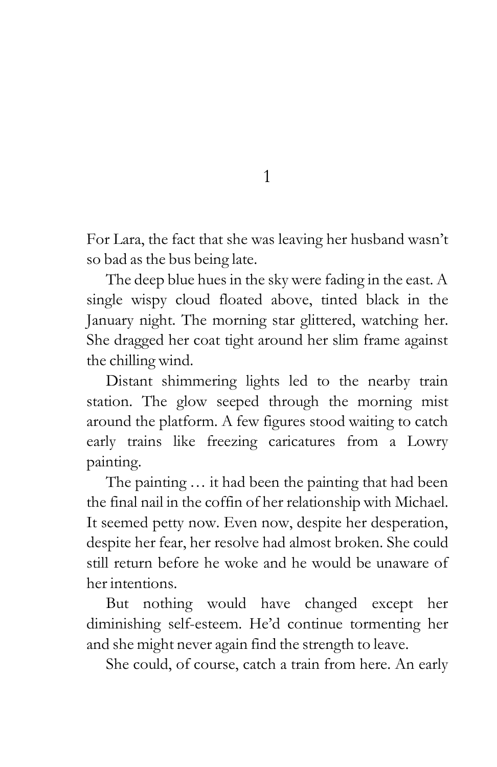# 1

For Lara, the fact that she was leaving her husband wasn't so bad as the bus being late.

The deep blue hues in the sky were fading in the east. A single wispy cloud floated above, tinted black in the January night. The morning star glittered, watching her. She dragged her coat tight around her slim frame against the chilling wind.

Distant shimmering lights led to the nearby train station. The glow seeped through the morning mist around the platform. A few figures stood waiting to catch early trains like freezing caricatures from a Lowry painting.

The painting … it had been the painting that had been the final nail in the coffin of her relationship with Michael. It seemed petty now. Even now, despite her desperation, despite her fear, her resolve had almost broken. She could still return before he woke and he would be unaware of her intentions.

But nothing would have changed except her diminishing self-esteem. He'd continue tormenting her and she might never again find the strength to leave.

She could, of course, catch a train from here. An early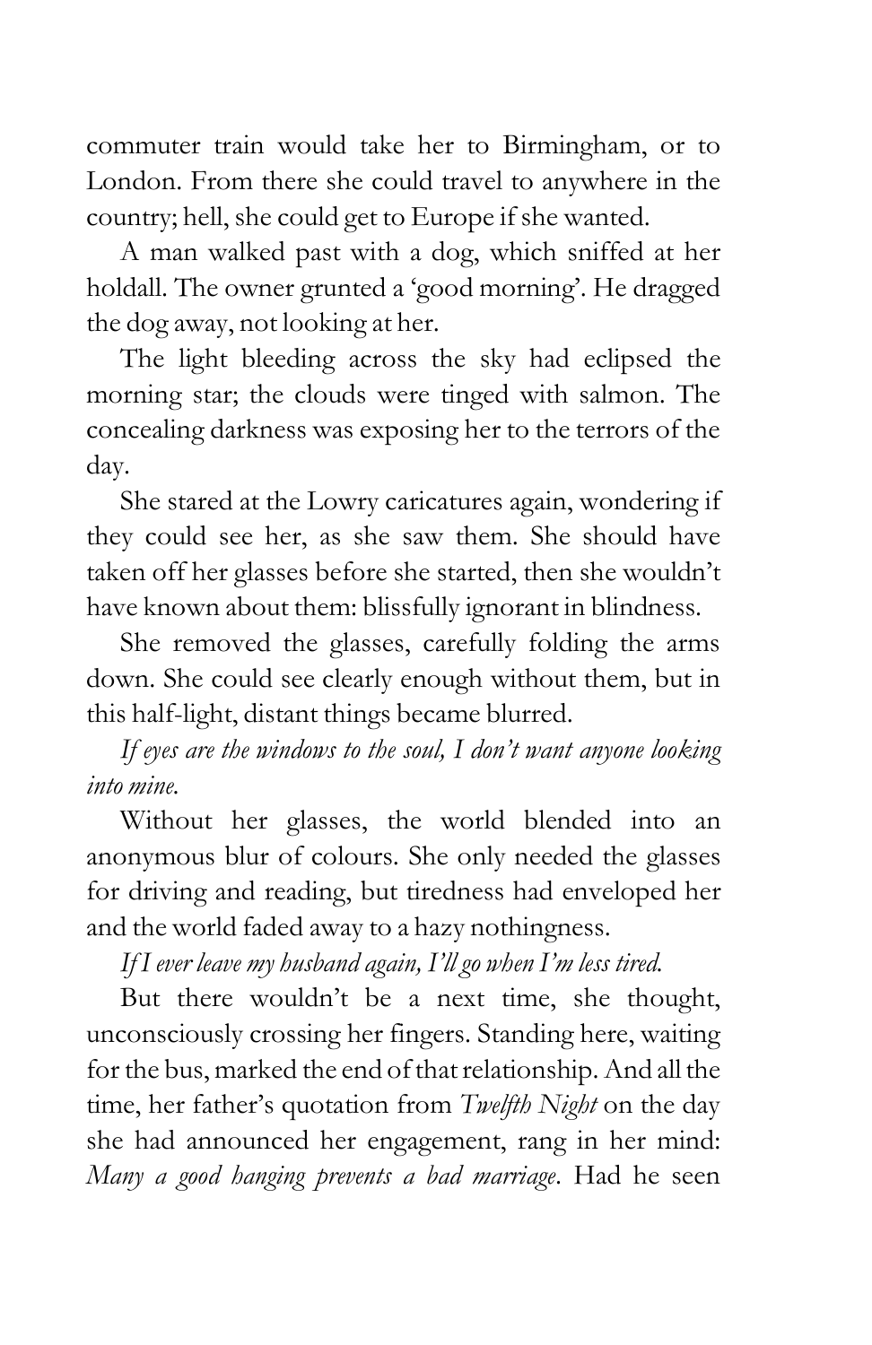commuter train would take her to Birmingham, or to London. From there she could travel to anywhere in the country; hell, she could get to Europe if she wanted.

A man walked past with a dog, which sniffed at her holdall. The owner grunted a 'good morning'. He dragged the dog away, not looking at her.

The light bleeding across the sky had eclipsed the morning star; the clouds were tinged with salmon. The concealing darkness was exposing her to the terrors of the day.

She stared at the Lowry caricatures again, wondering if they could see her, as she saw them. She should have taken off her glasses before she started, then she wouldn't have known about them: blissfully ignorant in blindness.

She removed the glasses, carefully folding the arms down. She could see clearly enough without them, but in this half-light, distant things became blurred.

*If eyes are the windows to the soul, I don't want anyone looking into mine.*

Without her glasses, the world blended into an anonymous blur of colours. She only needed the glasses for driving and reading, but tiredness had enveloped her and the world faded away to a hazy nothingness.

*If I ever leave my husband again, I'll go when I'm less tired.*

But there wouldn't be a next time, she thought, unconsciously crossing her fingers. Standing here, waiting for the bus, marked the end of that relationship. And all the time, her father's quotation from *Twelfth Night* on the day she had announced her engagement, rang in her mind: *Many a good hanging prevents a bad marriage*. Had he seen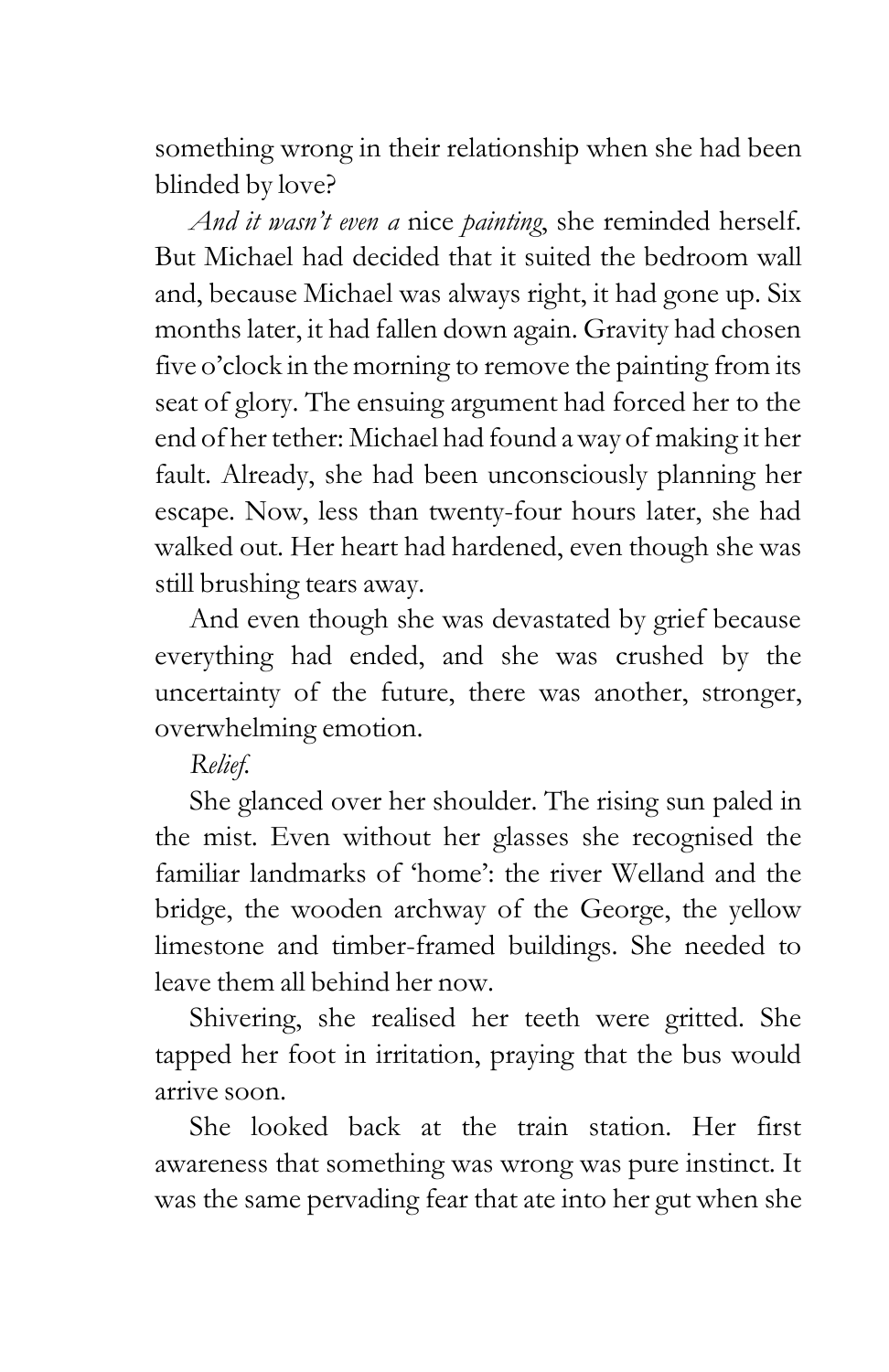something wrong in their relationship when she had been blinded by love?

*And it wasn't even a* nice *painting*, she reminded herself. But Michael had decided that it suited the bedroom wall and, because Michael was always right, it had gone up. Six months later, it had fallen down again. Gravity had chosen five o'clock in the morning to remove the painting from its seat of glory. The ensuing argument had forced her to the end of her tether: Michael had found a way of making it her fault. Already, she had been unconsciously planning her escape. Now, less than twenty-four hours later, she had walked out. Her heart had hardened, even though she was still brushing tears away.

And even though she was devastated by grief because everything had ended, and she was crushed by the uncertainty of the future, there was another, stronger, overwhelming emotion.

*Relief.*

She glanced over her shoulder. The rising sun paled in the mist. Even without her glasses she recognised the familiar landmarks of 'home': the river Welland and the bridge, the wooden archway of the George, the yellow limestone and timber-framed buildings. She needed to leave them all behind her now.

Shivering, she realised her teeth were gritted. She tapped her foot in irritation, praying that the bus would arrive soon.

She looked back at the train station. Her first awareness that something was wrong was pure instinct. It was the same pervading fear that ate into her gut when she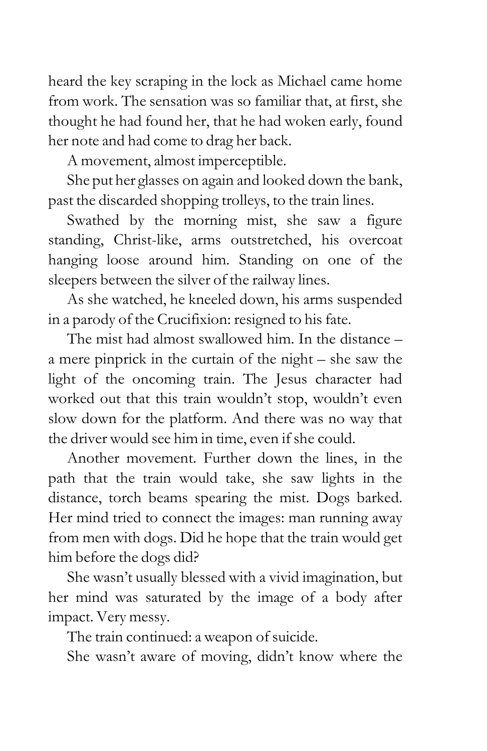heard the key scraping in the lock as Michael came home from work. The sensation was so familiar that, at first, she thought he had found her, that he had woken early, found her note and had come to drag her back.

A movement, almost imperceptible.

She put her glasses on again and looked down the bank, past the discarded shopping trolleys, to the train lines.

Swathed by the morning mist, she saw a figure standing, Christ-like, arms outstretched, his overcoat hanging loose around him. Standing on one of the sleepers between the silver of the railway lines.

As she watched, he kneeled down, his arms suspended in a parody of the Crucifixion: resigned to his fate.

The mist had almost swallowed him. In the distance – a mere pinprick in the curtain of the night – she saw the light of the oncoming train. The Jesus character had worked out that this train wouldn't stop, wouldn't even slow down for the platform. And there was no way that the driver would see him in time, even if she could.

Another movement. Further down the lines, in the path that the train would take, she saw lights in the distance, torch beams spearing the mist. Dogs barked. Her mind tried to connect the images: man running away from men with dogs. Did he hope that the train would get him before the dogs did?

She wasn't usually blessed with a vivid imagination, but her mind was saturated by the image of a body after impact. Very messy.

The train continued: a weapon of suicide.

She wasn't aware of moving, didn't know where the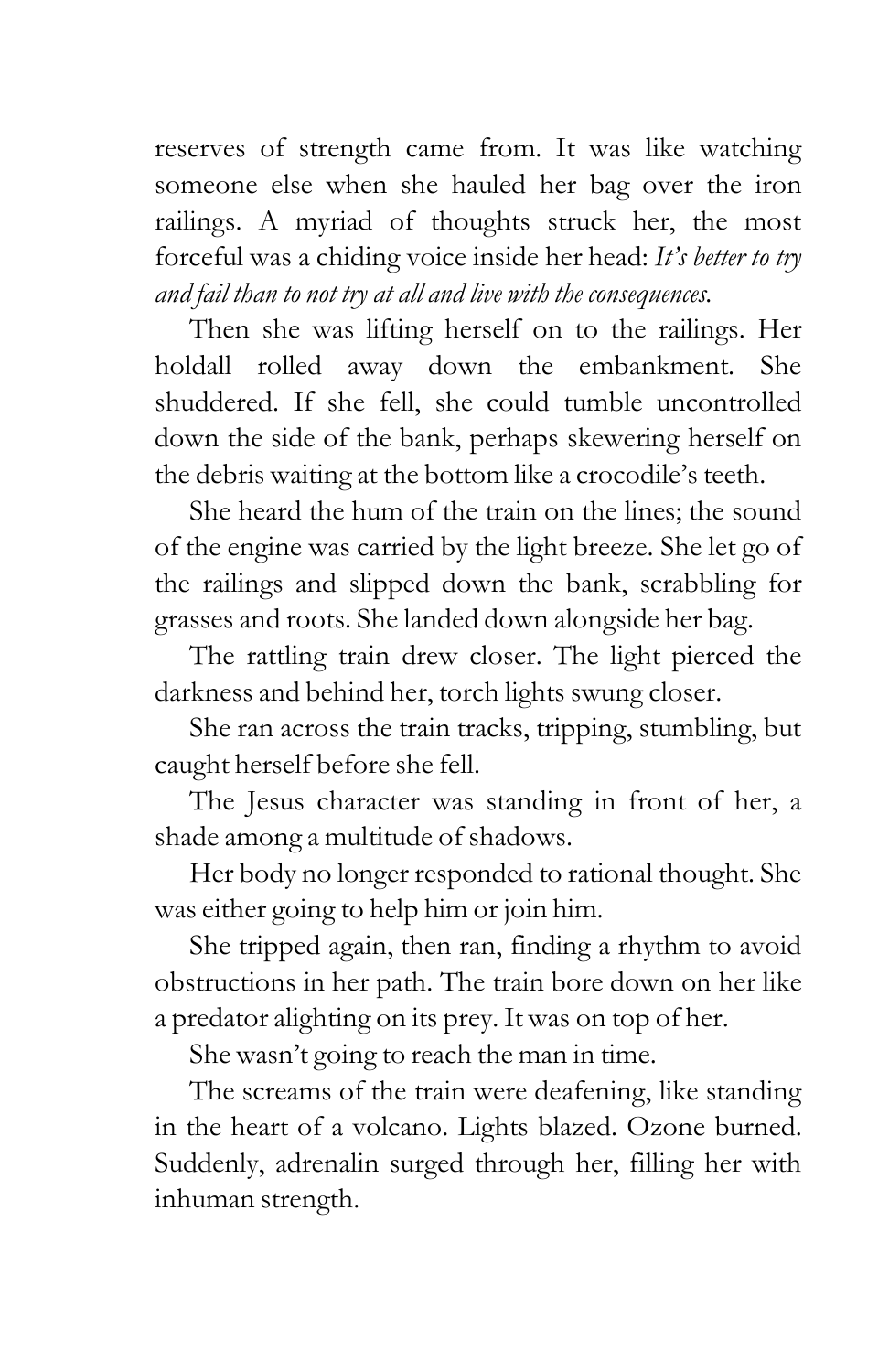reserves of strength came from. It was like watching someone else when she hauled her bag over the iron railings. A myriad of thoughts struck her, the most forceful was a chiding voice inside her head: *It's better to try and fail than to not try at all and live with the consequences.*

Then she was lifting herself on to the railings. Her holdall rolled away down the embankment. She shuddered. If she fell, she could tumble uncontrolled down the side of the bank, perhaps skewering herself on the debris waiting at the bottom like a crocodile's teeth.

She heard the hum of the train on the lines; the sound of the engine was carried by the light breeze. She let go of the railings and slipped down the bank, scrabbling for grasses and roots. She landed down alongside her bag.

The rattling train drew closer. The light pierced the darkness and behind her, torch lights swung closer.

She ran across the train tracks, tripping, stumbling, but caught herself before she fell.

The Jesus character was standing in front of her, a shade among a multitude of shadows.

Her body no longer responded to rational thought. She was either going to help him or join him.

She tripped again, then ran, finding a rhythm to avoid obstructions in her path. The train bore down on her like a predator alighting on its prey. It was on top of her.

She wasn't going to reach the man in time.

The screams of the train were deafening, like standing in the heart of a volcano. Lights blazed. Ozone burned. Suddenly, adrenalin surged through her, filling her with inhuman strength.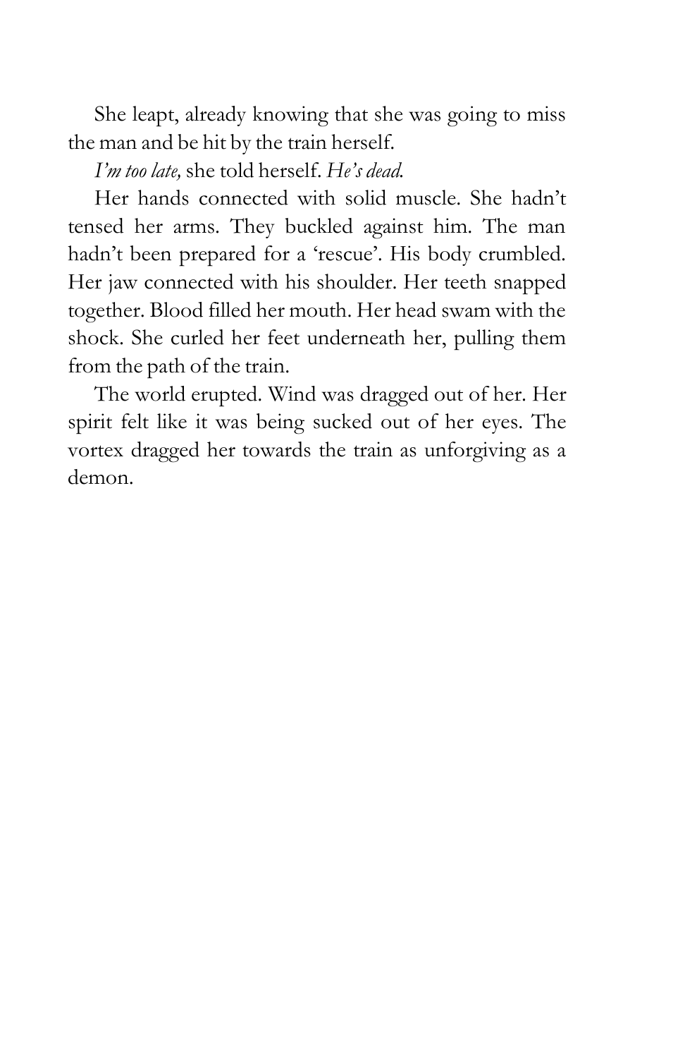She leapt, already knowing that she was going to miss the man and be hit by the train herself.

*I'm too late,* she told herself. *He's dead.*

Her hands connected with solid muscle. She hadn't tensed her arms. They buckled against him. The man hadn't been prepared for a 'rescue'. His body crumbled. Her jaw connected with his shoulder. Her teeth snapped together. Blood filled her mouth. Her head swam with the shock. She curled her feet underneath her, pulling them from the path of the train.

The world erupted. Wind was dragged out of her. Her spirit felt like it was being sucked out of her eyes. The vortex dragged her towards the train as unforgiving as a demon.